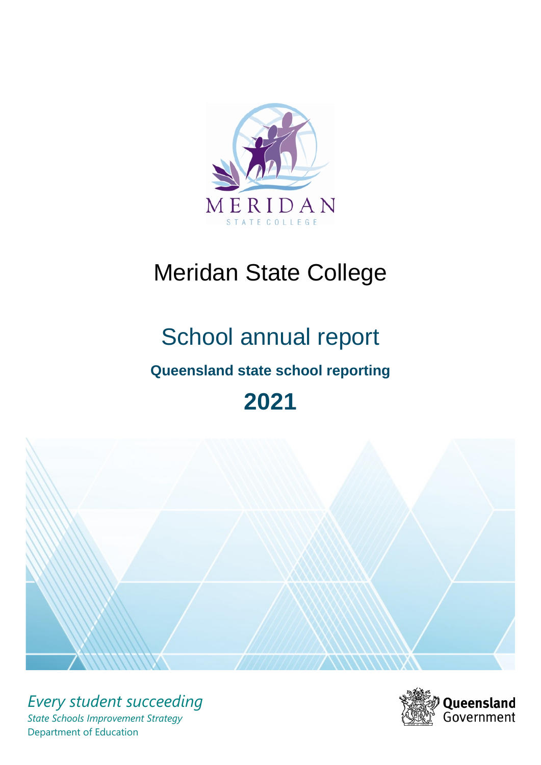# Meridan State College

## School annual report

### Queensland state school reporting

## 2021

*Every student succeeding*

*State Schools Improvement Strategy*

Department of Education

Queensland Government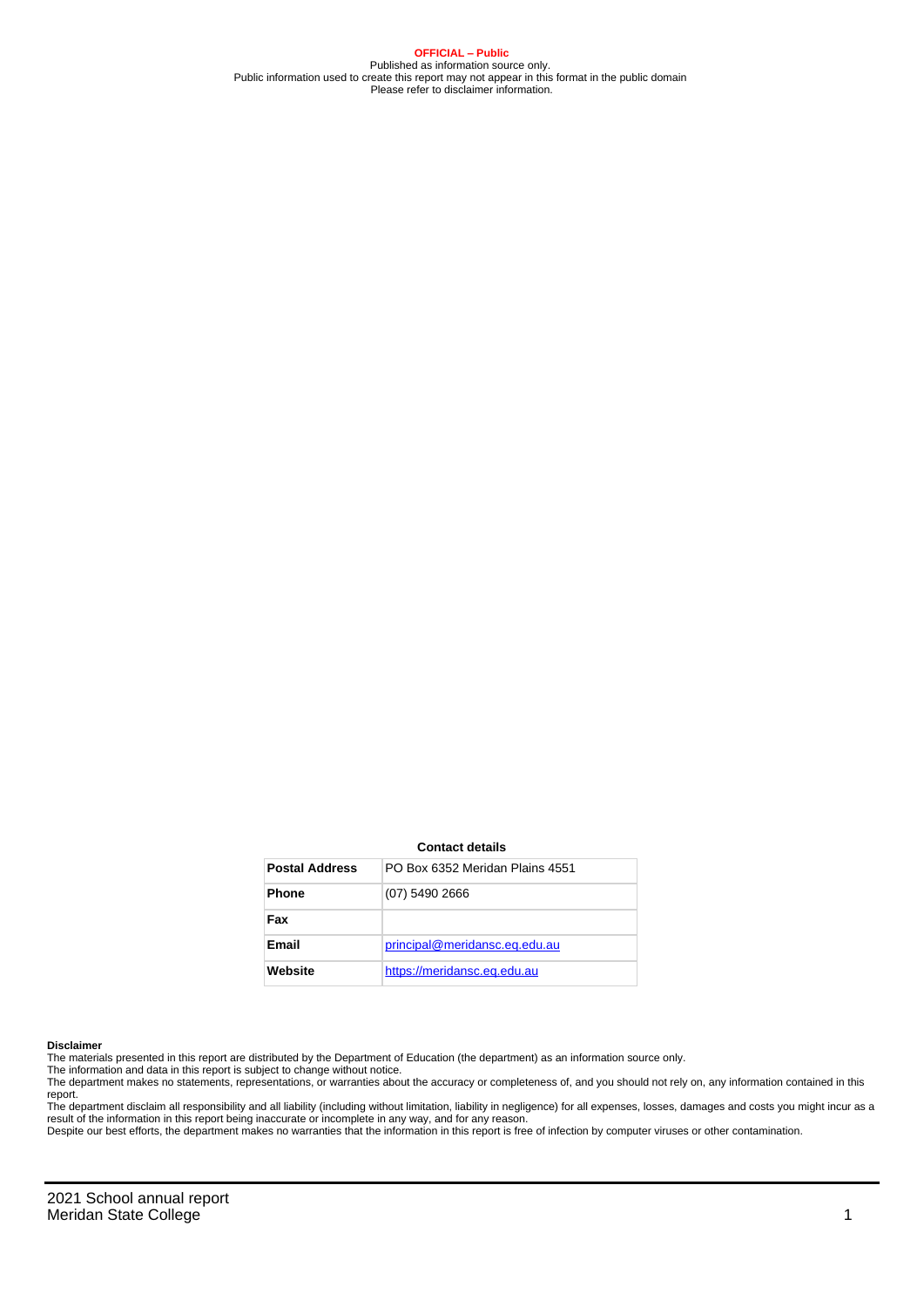**OFFICIAL – Public**
Published as information source only.
Public information used to create this report may not appear in this format in the public domain
Please refer to disclaimer information.

**Contact details**

| | |
|---|---|
| **Postal Address** | PO Box 6352 Meridan Plains 4551 |
| **Phone** | (07) 5490 2666 |
| **Fax** | |
| **Email** | principal@meridansc.eq.edu.au |
| **Website** | https://meridansc.eq.edu.au |

**Disclaimer**
The materials presented in this report are distributed by the Department of Education (the department) as an information source only.
The information and data in this report is subject to change without notice.
The department makes no statements, representations, or warranties about the accuracy or completeness of, and you should not rely on, any information contained in this report.
The department disclaim all responsibility and all liability (including without limitation, liability in negligence) for all expenses, losses, damages and costs you might incur as a result of the information in this report being inaccurate or incomplete in any way, and for any reason.
Despite our best efforts, the department makes no warranties that the information in this report is free of infection by computer viruses or other contamination.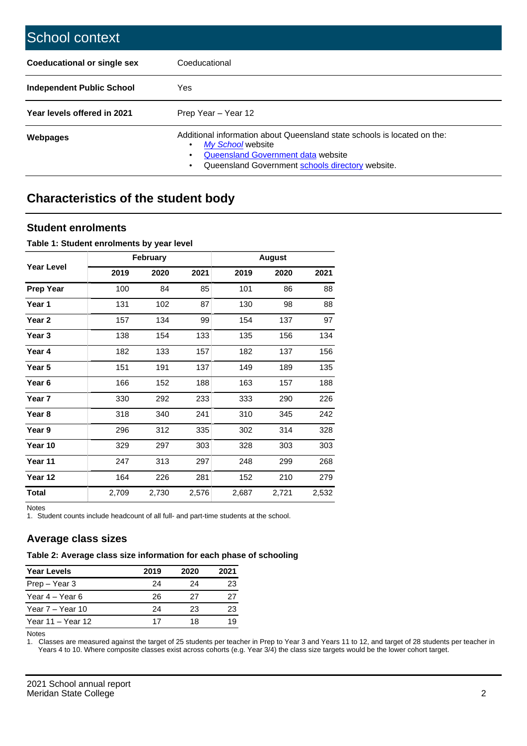# School context

| Coeducational or single sex | Coeducational |
|---|---|
| **Independent Public School** | Yes |
| **Year levels offered in 2021** | Prep Year – Year 12 |
| **Webpages** | Additional information about Queensland state schools is located on the: <br>• *My School* website <br>• Queensland Government data website <br>• Queensland Government schools directory website. |

## Characteristics of the student body

### Student enrolments

**Table 1: Student enrolments by year level**

| Year Level | February | | | August | | |
|---|---|---|---|---|---|---|
| | 2019 | 2020 | 2021 | 2019 | 2020 | 2021 |
| **Prep Year** | 100 | 84 | 85 | 101 | 86 | 88 |
| **Year 1** | 131 | 102 | 87 | 130 | 98 | 88 |
| **Year 2** | 157 | 134 | 99 | 154 | 137 | 97 |
| **Year 3** | 138 | 154 | 133 | 135 | 156 | 134 |
| **Year 4** | 182 | 133 | 157 | 182 | 137 | 156 |
| **Year 5** | 151 | 191 | 137 | 149 | 189 | 135 |
| **Year 6** | 166 | 152 | 188 | 163 | 157 | 188 |
| **Year 7** | 330 | 292 | 233 | 333 | 290 | 226 |
| **Year 8** | 318 | 340 | 241 | 310 | 345 | 242 |
| **Year 9** | 296 | 312 | 335 | 302 | 314 | 328 |
| **Year 10** | 329 | 297 | 303 | 328 | 303 | 303 |
| **Year 11** | 247 | 313 | 297 | 248 | 299 | 268 |
| **Year 12** | 164 | 226 | 281 | 152 | 210 | 279 |
| **Total** | 2,709 | 2,730 | 2,576 | 2,687 | 2,721 | 2,532 |

Notes
1. Student counts include headcount of all full- and part-time students at the school.

### Average class sizes

**Table 2: Average class size information for each phase of schooling**

| Year Levels | 2019 | 2020 | 2021 |
|---|---|---|---|
| Prep – Year 3 | 24 | 24 | 23 |
| Year 4 – Year 6 | 26 | 27 | 27 |
| Year 7 – Year 10 | 24 | 23 | 23 |
| Year 11 – Year 12 | 17 | 18 | 19 |

Notes
1. Classes are measured against the target of 25 students per teacher in Prep to Year 3 and Years 11 to 12, and target of 28 students per teacher in Years 4 to 10. Where composite classes exist across cohorts (e.g. Year 3/4) the class size targets would be the lower cohort target.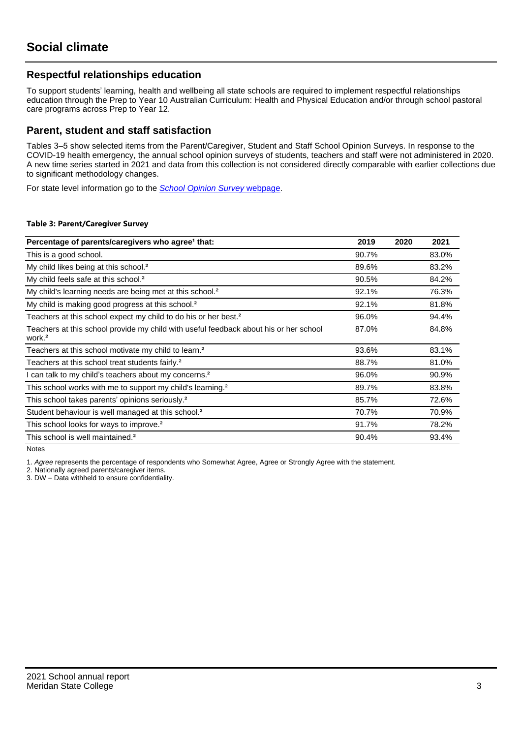# Social climate

## Respectful relationships education

To support students' learning, health and wellbeing all state schools are required to implement respectful relationships education through the Prep to Year 10 Australian Curriculum: Health and Physical Education and/or through school pastoral care programs across Prep to Year 12.

## Parent, student and staff satisfaction

Tables 3–5 show selected items from the Parent/Caregiver, Student and Staff School Opinion Surveys. In response to the COVID-19 health emergency, the annual school opinion surveys of students, teachers and staff were not administered in 2020. A new time series started in 2021 and data from this collection is not considered directly comparable with earlier collections due to significant methodology changes.

For state level information go to the *School Opinion Survey* webpage.

**Table 3: Parent/Caregiver Survey**

| Percentage of parents/caregivers who agree[1] that: | 2019 | 2020 | 2021 |
|---|---|---|---|
| This is a good school. | 90.7% | | 83.0% |
| My child likes being at this school.[2] | 89.6% | | 83.2% |
| My child feels safe at this school.[2] | 90.5% | | 84.2% |
| My child's learning needs are being met at this school.[2] | 92.1% | | 76.3% |
| My child is making good progress at this school.[2] | 92.1% | | 81.8% |
| Teachers at this school expect my child to do his or her best.[2] | 96.0% | | 94.4% |
| Teachers at this school provide my child with useful feedback about his or her school work.[2] | 87.0% | | 84.8% |
| Teachers at this school motivate my child to learn.[2] | 93.6% | | 83.1% |
| Teachers at this school treat students fairly.[2] | 88.7% | | 81.0% |
| I can talk to my child's teachers about my concerns.[2] | 96.0% | | 90.9% |
| This school works with me to support my child's learning.[2] | 89.7% | | 83.8% |
| This school takes parents' opinions seriously.[2] | 85.7% | | 72.6% |
| Student behaviour is well managed at this school.[2] | 70.7% | | 70.9% |
| This school looks for ways to improve.[2] | 91.7% | | 78.2% |
| This school is well maintained.[2] | 90.4% | | 93.4% |

Notes

1. *Agree* represents the percentage of respondents who Somewhat Agree, Agree or Strongly Agree with the statement.
2. Nationally agreed parents/caregiver items.
3. DW = Data withheld to ensure confidentiality.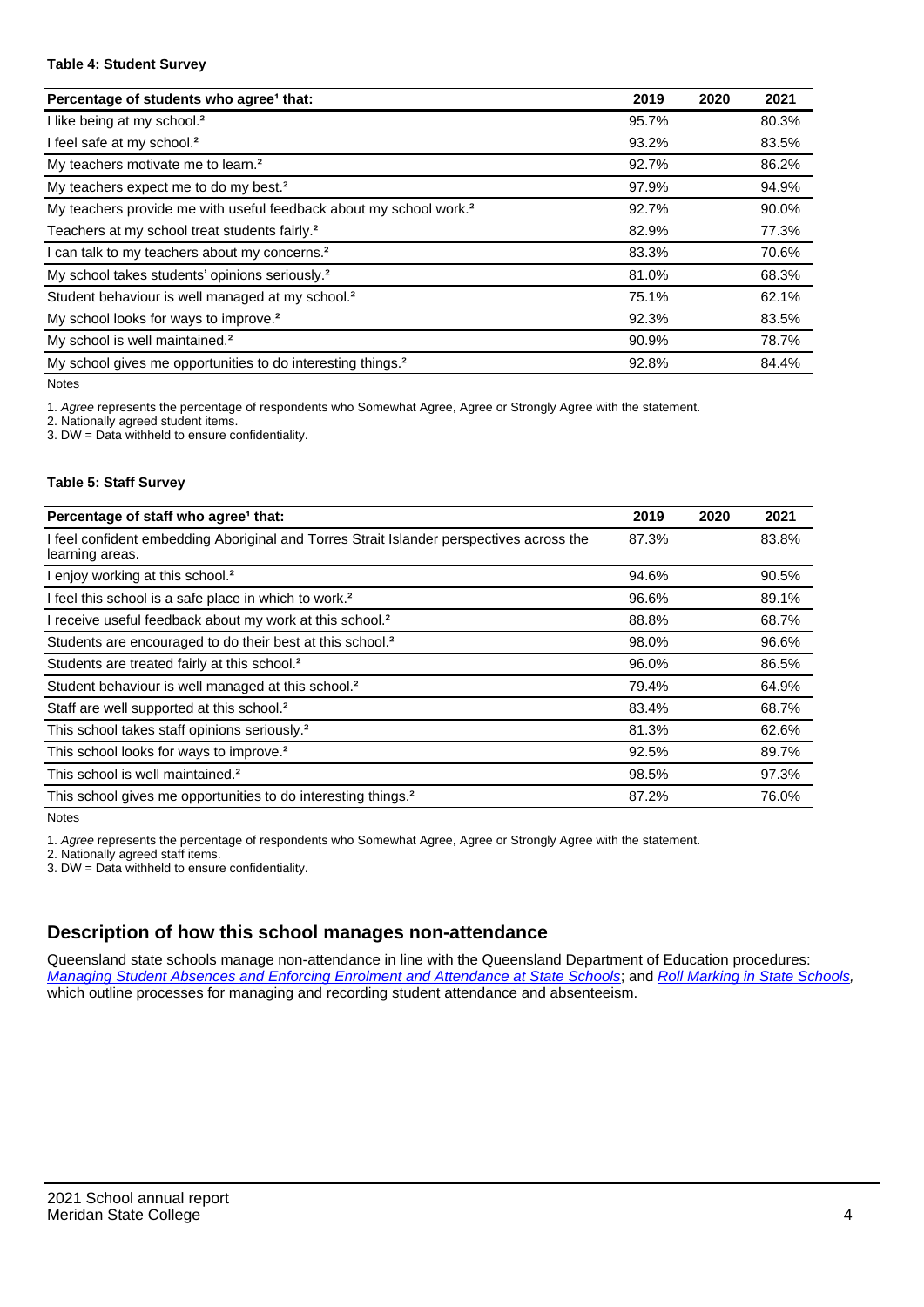**Table 4: Student Survey**

| Percentage of students who agree[1] that: | 2019 | 2020 | 2021 |
|---|---|---|---|
| I like being at my school.[2] | 95.7% | | 80.3% |
| I feel safe at my school.[2] | 93.2% | | 83.5% |
| My teachers motivate me to learn.[2] | 92.7% | | 86.2% |
| My teachers expect me to do my best.[2] | 97.9% | | 94.9% |
| My teachers provide me with useful feedback about my school work.[2] | 92.7% | | 90.0% |
| Teachers at my school treat students fairly.[2] | 82.9% | | 77.3% |
| I can talk to my teachers about my concerns.[2] | 83.3% | | 70.6% |
| My school takes students' opinions seriously.[2] | 81.0% | | 68.3% |
| Student behaviour is well managed at my school.[2] | 75.1% | | 62.1% |
| My school looks for ways to improve.[2] | 92.3% | | 83.5% |
| My school is well maintained.[2] | 90.9% | | 78.7% |
| My school gives me opportunities to do interesting things.[2] | 92.8% | | 84.4% |

Notes

1. *Agree* represents the percentage of respondents who Somewhat Agree, Agree or Strongly Agree with the statement.
2. Nationally agreed student items.
3. DW = Data withheld to ensure confidentiality.

**Table 5: Staff Survey**

| Percentage of staff who agree[1] that: | 2019 | 2020 | 2021 |
|---|---|---|---|
| I feel confident embedding Aboriginal and Torres Strait Islander perspectives across the learning areas. | 87.3% | | 83.8% |
| I enjoy working at this school.[2] | 94.6% | | 90.5% |
| I feel this school is a safe place in which to work.[2] | 96.6% | | 89.1% |
| I receive useful feedback about my work at this school.[2] | 88.8% | | 68.7% |
| Students are encouraged to do their best at this school.[2] | 98.0% | | 96.6% |
| Students are treated fairly at this school.[2] | 96.0% | | 86.5% |
| Student behaviour is well managed at this school.[2] | 79.4% | | 64.9% |
| Staff are well supported at this school.[2] | 83.4% | | 68.7% |
| This school takes staff opinions seriously.[2] | 81.3% | | 62.6% |
| This school looks for ways to improve.[2] | 92.5% | | 89.7% |
| This school is well maintained.[2] | 98.5% | | 97.3% |
| This school gives me opportunities to do interesting things.[2] | 87.2% | | 76.0% |

Notes

1. *Agree* represents the percentage of respondents who Somewhat Agree, Agree or Strongly Agree with the statement.
2. Nationally agreed staff items.
3. DW = Data withheld to ensure confidentiality.

## Description of how this school manages non-attendance

Queensland state schools manage non-attendance in line with the Queensland Department of Education procedures: *Managing Student Absences and Enforcing Enrolment and Attendance at State Schools*; and *Roll Marking in State Schools*, which outline processes for managing and recording student attendance and absenteeism.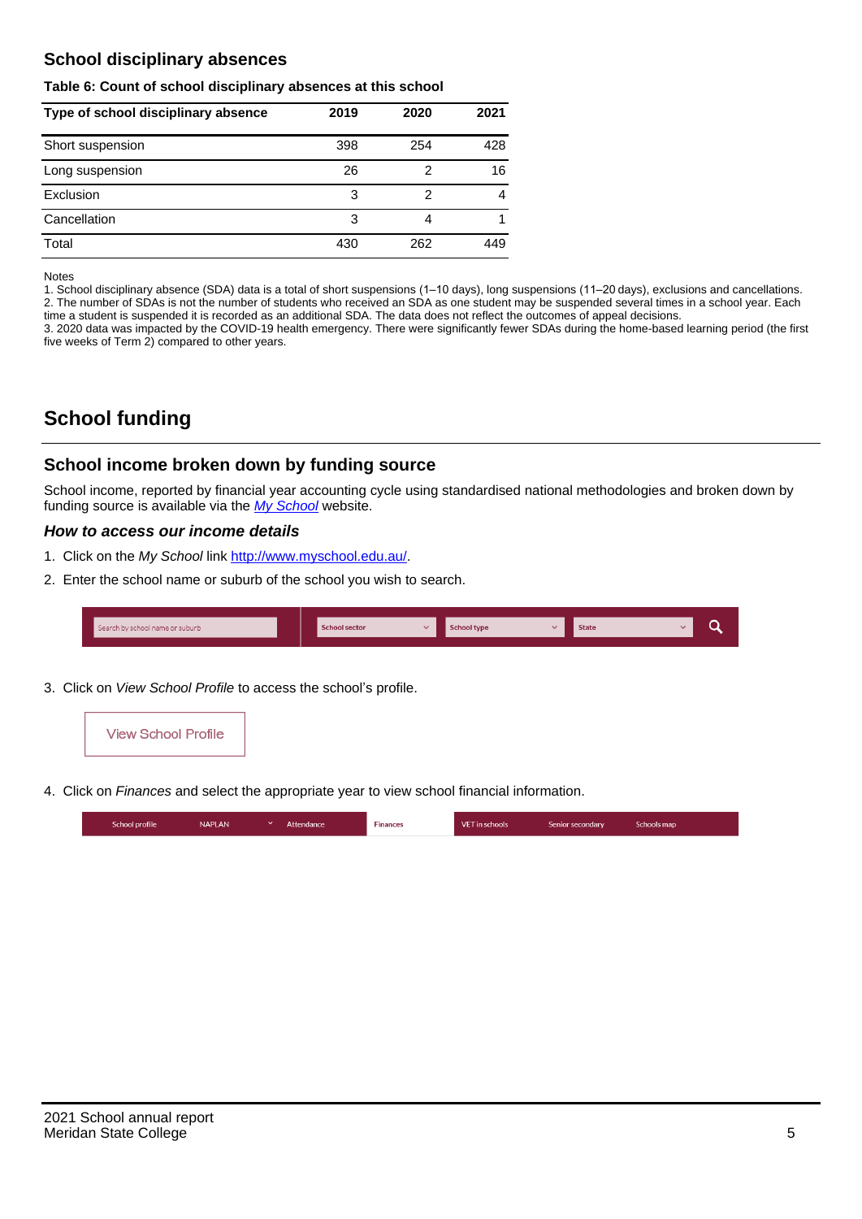## School disciplinary absences

**Table 6: Count of school disciplinary absences at this school**

| Type of school disciplinary absence | 2019 | 2020 | 2021 |
|---|---|---|---|
| Short suspension | 398 | 254 | 428 |
| Long suspension | 26 | 2 | 16 |
| Exclusion | 3 | 2 | 4 |
| Cancellation | 3 | 4 | 1 |
| Total | 430 | 262 | 449 |

Notes

1. School disciplinary absence (SDA) data is a total of short suspensions (1–10 days), long suspensions (11–20 days), exclusions and cancellations.
2. The number of SDAs is not the number of students who received an SDA as one student may be suspended several times in a school year. Each time a student is suspended it is recorded as an additional SDA. The data does not reflect the outcomes of appeal decisions.
3. 2020 data was impacted by the COVID-19 health emergency. There were significantly fewer SDAs during the home-based learning period (the first five weeks of Term 2) compared to other years.

# School funding

## School income broken down by funding source

School income, reported by financial year accounting cycle using standardised national methodologies and broken down by funding source is available via the *My School* website.

### *How to access our income details*

1. Click on the *My School* link http://www.myschool.edu.au/.
2. Enter the school name or suburb of the school you wish to search.

Search by school name or suburb | School sector | School type | State

3. Click on *View School Profile* to access the school's profile.

View School Profile

4. Click on *Finances* and select the appropriate year to view school financial information.

School profile | NAPLAN | Attendance | Finances | VET in schools | Senior secondary | Schools map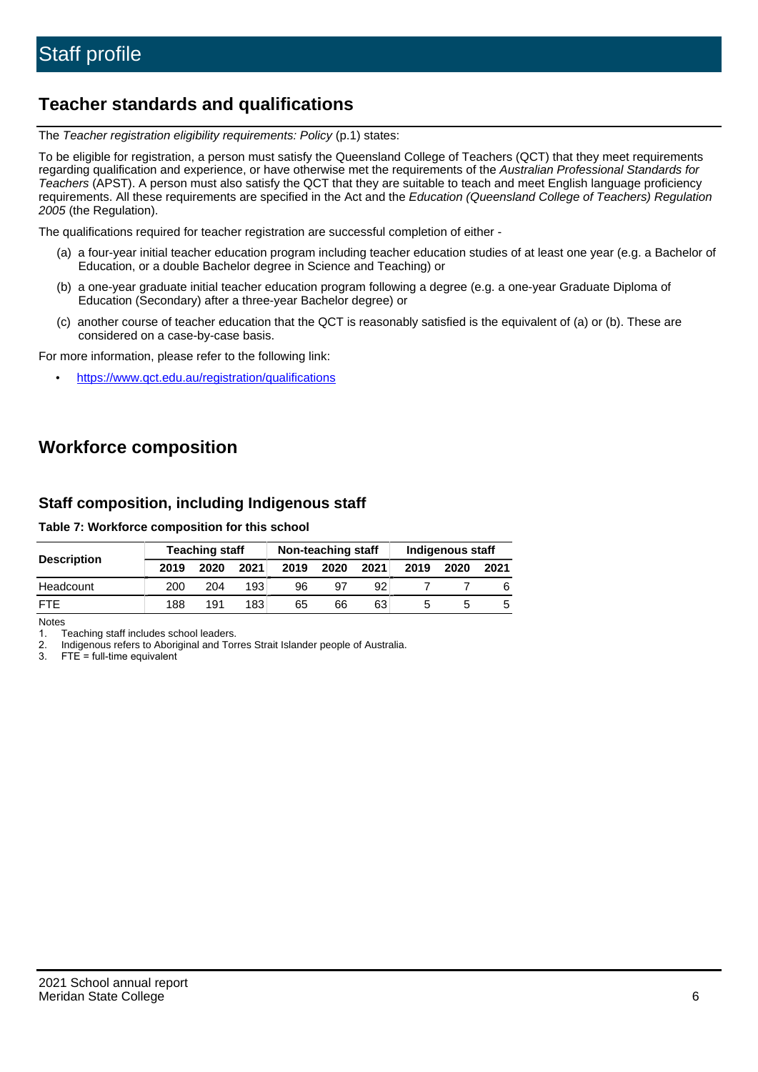# Staff profile

## Teacher standards and qualifications

The *Teacher registration eligibility requirements: Policy* (p.1) states:

To be eligible for registration, a person must satisfy the Queensland College of Teachers (QCT) that they meet requirements regarding qualification and experience, or have otherwise met the requirements of the *Australian Professional Standards for Teachers* (APST). A person must also satisfy the QCT that they are suitable to teach and meet English language proficiency requirements. All these requirements are specified in the Act and the *Education (Queensland College of Teachers) Regulation 2005* (the Regulation).

The qualifications required for teacher registration are successful completion of either -

(a) a four-year initial teacher education program including teacher education studies of at least one year (e.g. a Bachelor of Education, or a double Bachelor degree in Science and Teaching) or

(b) a one-year graduate initial teacher education program following a degree (e.g. a one-year Graduate Diploma of Education (Secondary) after a three-year Bachelor degree) or

(c) another course of teacher education that the QCT is reasonably satisfied is the equivalent of (a) or (b). These are considered on a case-by-case basis.

For more information, please refer to the following link:

- https://www.qct.edu.au/registration/qualifications

## Workforce composition

### Staff composition, including Indigenous staff

**Table 7: Workforce composition for this school**

| Description | Teaching staff | | | Non-teaching staff | | | Indigenous staff | | |
|---|---|---|---|---|---|---|---|---|---|
| | 2019 | 2020 | 2021 | 2019 | 2020 | 2021 | 2019 | 2020 | 2021 |
| Headcount | 200 | 204 | 193 | 96 | 97 | 92 | 7 | 7 | 6 |
| FTE | 188 | 191 | 183 | 65 | 66 | 63 | 5 | 5 | 5 |

Notes

1. Teaching staff includes school leaders.
2. Indigenous refers to Aboriginal and Torres Strait Islander people of Australia.
3. FTE = full-time equivalent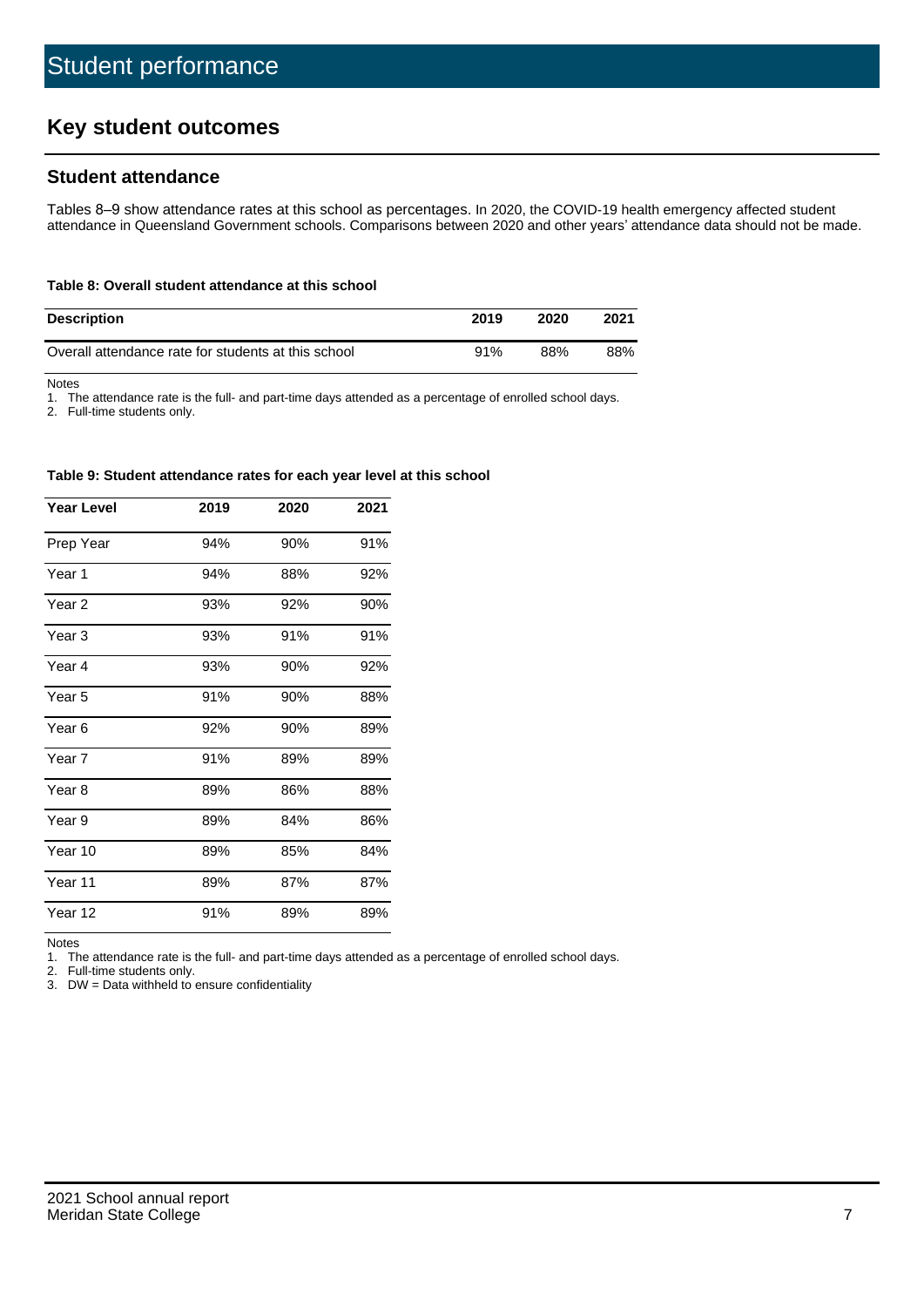# Student performance

## Key student outcomes

### Student attendance

Tables 8–9 show attendance rates at this school as percentages. In 2020, the COVID-19 health emergency affected student attendance in Queensland Government schools. Comparisons between 2020 and other years' attendance data should not be made.

**Table 8: Overall student attendance at this school**

| Description | 2019 | 2020 | 2021 |
| --- | --- | --- | --- |
| Overall attendance rate for students at this school | 91% | 88% | 88% |

Notes

1. The attendance rate is the full- and part-time days attended as a percentage of enrolled school days.
2. Full-time students only.

**Table 9: Student attendance rates for each year level at this school**

| Year Level | 2019 | 2020 | 2021 |
| --- | --- | --- | --- |
| Prep Year | 94% | 90% | 91% |
| Year 1 | 94% | 88% | 92% |
| Year 2 | 93% | 92% | 90% |
| Year 3 | 93% | 91% | 91% |
| Year 4 | 93% | 90% | 92% |
| Year 5 | 91% | 90% | 88% |
| Year 6 | 92% | 90% | 89% |
| Year 7 | 91% | 89% | 89% |
| Year 8 | 89% | 86% | 88% |
| Year 9 | 89% | 84% | 86% |
| Year 10 | 89% | 85% | 84% |
| Year 11 | 89% | 87% | 87% |
| Year 12 | 91% | 89% | 89% |

Notes

1. The attendance rate is the full- and part-time days attended as a percentage of enrolled school days.
2. Full-time students only.
3. DW = Data withheld to ensure confidentiality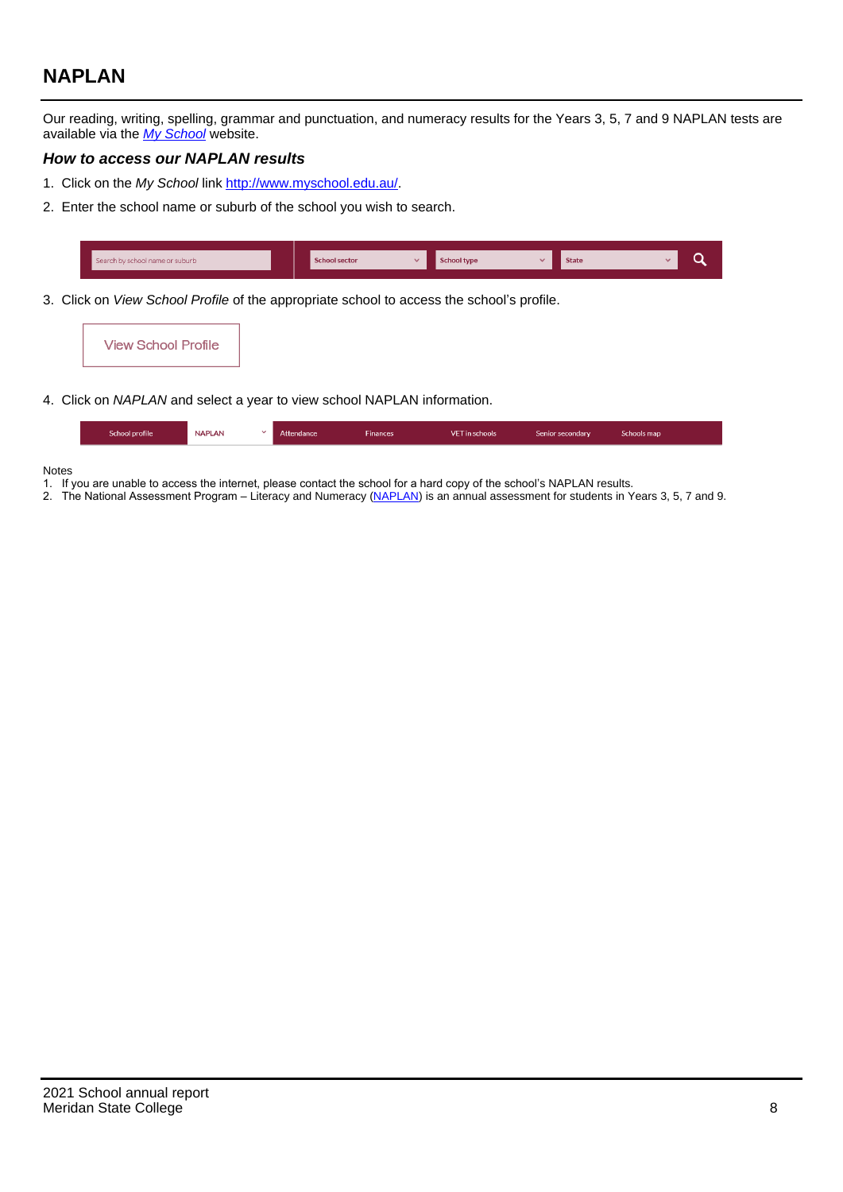## NAPLAN

Our reading, writing, spelling, grammar and punctuation, and numeracy results for the Years 3, 5, 7 and 9 NAPLAN tests are available via the [*My School*](http://www.myschool.edu.au/) website.

### *How to access our NAPLAN results*

1. Click on the *My School* link [http://www.myschool.edu.au/](http://www.myschool.edu.au/).
2. Enter the school name or suburb of the school you wish to search.

Search by school name or suburb | School sector | School type | State

3. Click on *View School Profile* of the appropriate school to access the school's profile.

View School Profile

4. Click on *NAPLAN* and select a year to view school NAPLAN information.

School profile | NAPLAN | Attendance | Finances | VET in schools | Senior secondary | Schools map

Notes

1. If you are unable to access the internet, please contact the school for a hard copy of the school's NAPLAN results.
2. The National Assessment Program – Literacy and Numeracy (NAPLAN) is an annual assessment for students in Years 3, 5, 7 and 9.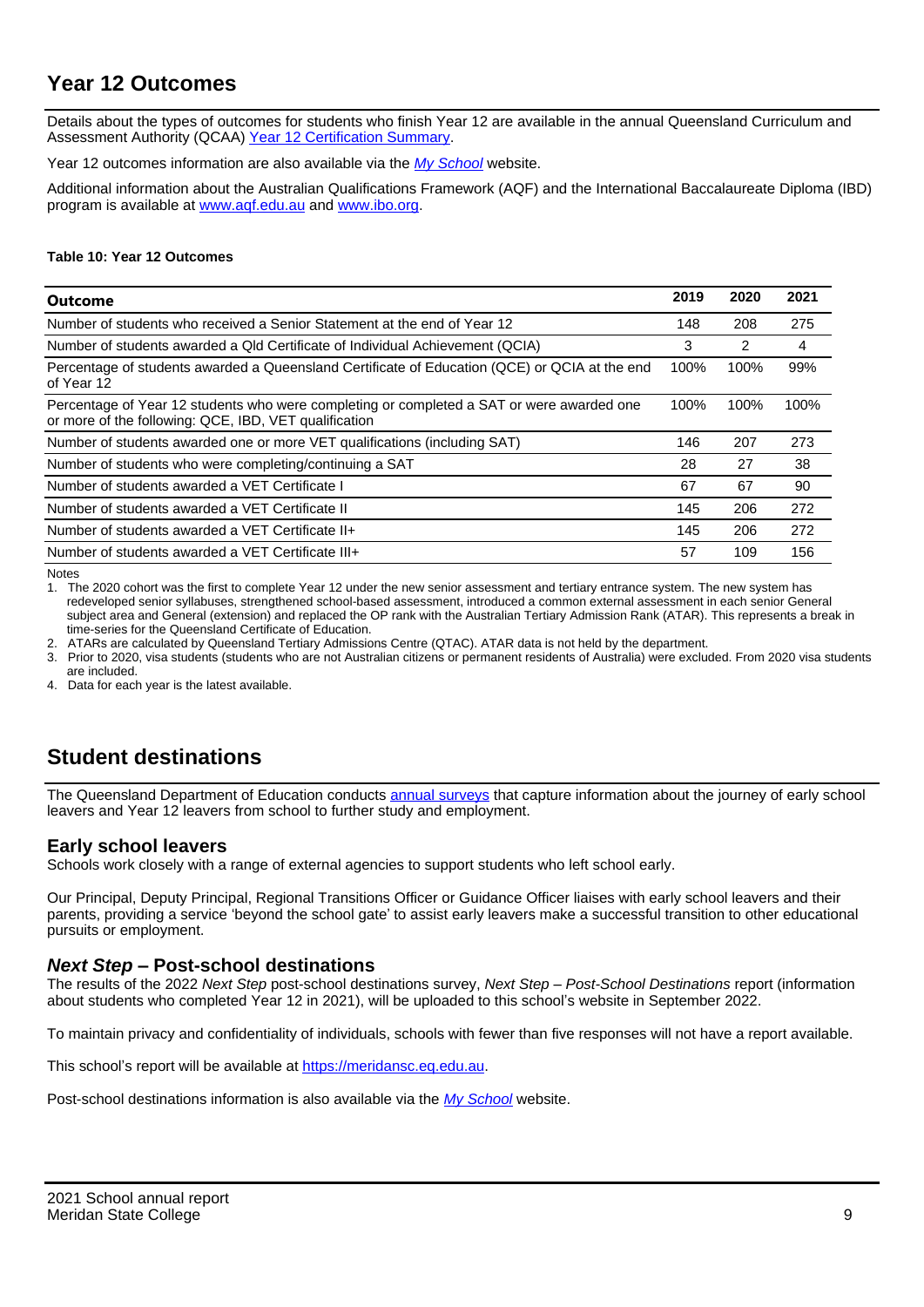## Year 12 Outcomes

Details about the types of outcomes for students who finish Year 12 are available in the annual Queensland Curriculum and Assessment Authority (QCAA) Year 12 Certification Summary.

Year 12 outcomes information are also available via the *My School* website.

Additional information about the Australian Qualifications Framework (AQF) and the International Baccalaureate Diploma (IBD) program is available at www.aqf.edu.au and www.ibo.org.

**Table 10: Year 12 Outcomes**

| Outcome | 2019 | 2020 | 2021 |
|---|---|---|---|
| Number of students who received a Senior Statement at the end of Year 12 | 148 | 208 | 275 |
| Number of students awarded a Qld Certificate of Individual Achievement (QCIA) | 3 | 2 | 4 |
| Percentage of students awarded a Queensland Certificate of Education (QCE) or QCIA at the end of Year 12 | 100% | 100% | 99% |
| Percentage of Year 12 students who were completing or completed a SAT or were awarded one or more of the following: QCE, IBD, VET qualification | 100% | 100% | 100% |
| Number of students awarded one or more VET qualifications (including SAT) | 146 | 207 | 273 |
| Number of students who were completing/continuing a SAT | 28 | 27 | 38 |
| Number of students awarded a VET Certificate I | 67 | 67 | 90 |
| Number of students awarded a VET Certificate II | 145 | 206 | 272 |
| Number of students awarded a VET Certificate II+ | 145 | 206 | 272 |
| Number of students awarded a VET Certificate III+ | 57 | 109 | 156 |

Notes

1. The 2020 cohort was the first to complete Year 12 under the new senior assessment and tertiary entrance system. The new system has redeveloped senior syllabuses, strengthened school-based assessment, introduced a common external assessment in each senior General subject area and General (extension) and replaced the OP rank with the Australian Tertiary Admission Rank (ATAR). This represents a break in time-series for the Queensland Certificate of Education.
2. ATARs are calculated by Queensland Tertiary Admissions Centre (QTAC). ATAR data is not held by the department.
3. Prior to 2020, visa students (students who are not Australian citizens or permanent residents of Australia) were excluded. From 2020 visa students are included.
4. Data for each year is the latest available.

## Student destinations

The Queensland Department of Education conducts annual surveys that capture information about the journey of early school leavers and Year 12 leavers from school to further study and employment.

### Early school leavers

Schools work closely with a range of external agencies to support students who left school early.

Our Principal, Deputy Principal, Regional Transitions Officer or Guidance Officer liaises with early school leavers and their parents, providing a service 'beyond the school gate' to assist early leavers make a successful transition to other educational pursuits or employment.

### *Next Step* – Post-school destinations

The results of the 2022 *Next Step* post-school destinations survey, *Next Step – Post-School Destinations* report (information about students who completed Year 12 in 2021), will be uploaded to this school's website in September 2022.

To maintain privacy and confidentiality of individuals, schools with fewer than five responses will not have a report available.

This school's report will be available at https://meridansc.eq.edu.au.

Post-school destinations information is also available via the *My School* website.